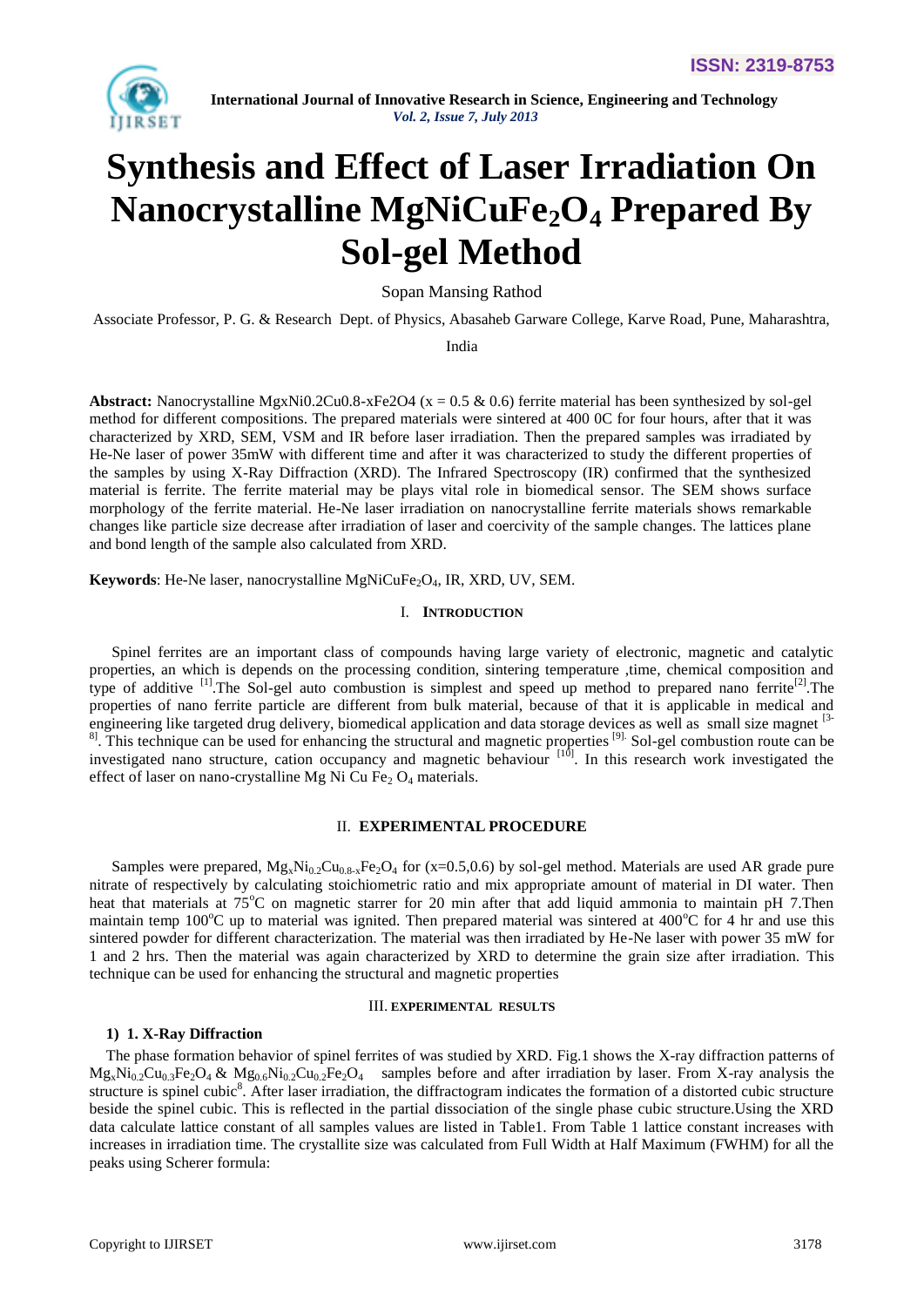# Synthesis and Effect of Laser Irradiation On Nanocrystalline $MgNiCuFe_2O_4$ Prepared By Sol-gel Method

Sopan Mansing Rathod

Associate Professor, P. G. & Research Dept. of Physics, Abasaheb Garware College, Karve Road, Pune, Maharashtra, India

**Abstract:** Nanocrystalline MgxNi0.2Cu0.8-xFe2O4 (x = 0.5 & 0.6) ferrite material has been synthesized by sol-gel method for different compositions. The prepared materials were sintered at 400 0C for four hours, after that it was characterized by XRD, SEM, VSM and IR before laser irradiation. Then the prepared samples was irradiated by He-Ne laser of power 35mW with different time and after it was characterized to study the different properties of the samples by using X-Ray Diffraction (XRD). The Infrared Spectroscopy (IR) confirmed that the synthesized material is ferrite. The ferrite material may be plays vital role in biomedical sensor. The SEM shows surface morphology of the ferrite material. He-Ne laser irradiation on nanocrystalline ferrite materials shows remarkable changes like particle size decrease after irradiation of laser and coercivity of the sample changes. The lattices plane and bond length of the sample also calculated from XRD.

**Keywords**: He-Ne laser, nanocrystalline $MgNiCuFe_2O_4$, IR, XRD, UV, SEM.

## I. Introduction

Spinel ferrites are an important class of compounds having large variety of electronic, magnetic and catalytic properties, an which is depends on the processing condition, sintering temperature ,time, chemical composition and type of additive [1].The Sol-gel auto combustion is simplest and speed up method to prepared nano ferrite[2].The properties of nano ferrite particle are different from bulk material, because of that it is applicable in medical and engineering like targeted drug delivery, biomedical application and data storage devices as well as small size magnet [3-8]. This technique can be used for enhancing the structural and magnetic properties [9]. Sol-gel combustion route can be investigated nano structure, cation occupancy and magnetic behaviour [10]. In this research work investigated the effect of laser on nano-crystalline Mg Ni Cu $Fe_2$ $O_4$ materials.

## II. Experimental Procedure

Samples were prepared, $Mg_xNi_{0.2}Cu_{0.8-x}Fe_2O_4$ for (x=0.5,0.6) by sol-gel method. Materials are used AR grade pure nitrate of respectively by calculating stoichiometric ratio and mix appropriate amount of material in DI water. Then heat that materials at 75°C on magnetic starrer for 20 min after that add liquid ammonia to maintain pH 7.Then maintain temp 100°C up to material was ignited. Then prepared material was sintered at 400°C for 4 hr and use this sintered powder for different characterization. The material was then irradiated by He-Ne laser with power 35 mW for 1 and 2 hrs. Then the material was again characterized by XRD to determine the grain size after irradiation. This technique can be used for enhancing the structural and magnetic properties

## III. Experimental Results

### 1) 1. X-Ray Diffraction

The phase formation behavior of spinel ferrites of was studied by XRD. Fig.1 shows the X-ray diffraction patterns of $Mg_xNi_{0.2}Cu_{0.3}Fe_2O_4$ & $Mg_{0.6}Ni_{0.2}Cu_{0.2}Fe_2O_4$ samples before and after irradiation by laser. From X-ray analysis the structure is spinel cubic[8]. After laser irradiation, the diffractogram indicates the formation of a distorted cubic structure beside the spinel cubic. This is reflected in the partial dissociation of the single phase cubic structure.Using the XRD data calculate lattice constant of all samples values are listed in Table1. From Table 1 lattice constant increases with increases in irradiation time. The crystallite size was calculated from Full Width at Half Maximum (FWHM) for all the peaks using Scherer formula: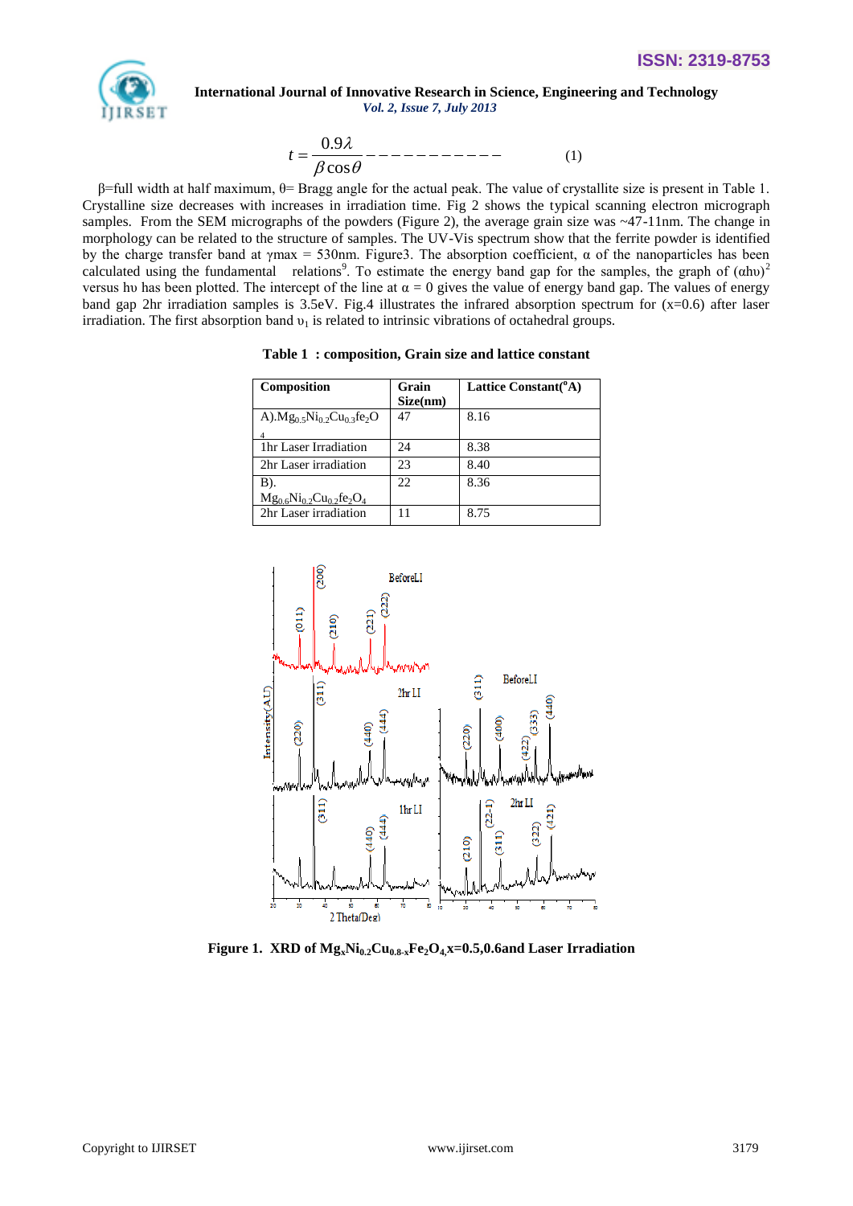$$t = \frac{0.9\lambda}{\beta \cos\theta} \text{----------} \quad (1)$$

β=full width at half maximum, θ= Bragg angle for the actual peak. The value of crystallite size is present in Table 1. Crystalline size decreases with increases in irradiation time. Fig 2 shows the typical scanning electron micrograph samples. From the SEM micrographs of the powders (Figure 2), the average grain size was ~47-11nm. The change in morphology can be related to the structure of samples. The UV-Vis spectrum show that the ferrite powder is identified by the charge transfer band at γmax = 530nm. Figure3. The absorption coefficient, α of the nanoparticles has been calculated using the fundamental relations[9]. To estimate the energy band gap for the samples, the graph of $(\alpha h\upsilon)^2$ versus hυ has been plotted. The intercept of the line at α = 0 gives the value of energy band gap. The values of energy band gap 2hr irradiation samples is 3.5eV. Fig.4 illustrates the infrared absorption spectrum for (x=0.6) after laser irradiation. The first absorption band $\upsilon_1$ is related to intrinsic vibrations of octahedral groups.

**Table 1 : composition, Grain size and lattice constant**

| Composition | Grain Size(nm) | Lattice Constant(°A) |
|---|---|---|
| A).$Mg_{0.5}Ni_{0.2}Cu_{0.3}fe_2O_4$ | 47 | 8.16 |
| 1hr Laser Irradiation | 24 | 8.38 |
| 2hr Laser irradiation | 23 | 8.40 |
| B). $Mg_{0.6}Ni_{0.2}Cu_{0.2}fe_2O_4$ | 22 | 8.36 |
| 2hr Laser irradiation | 11 | 8.75 |

**Figure 1. XRD of $Mg_xNi_{0.2}Cu_{0.8-x}Fe_2O_4$,x=0.5,0.6and Laser Irradiation**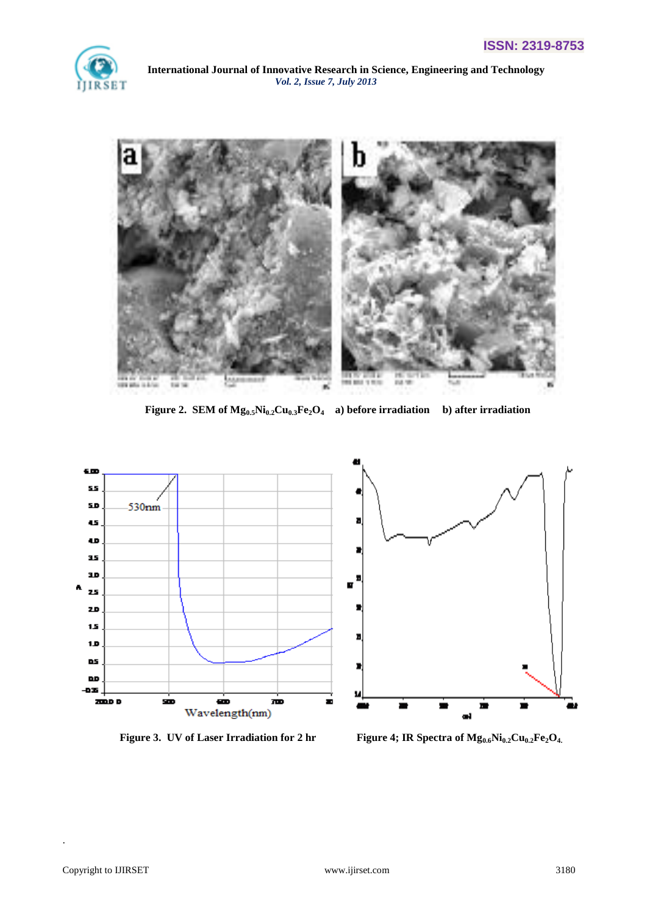Figure 2. SEM of $Mg_{0.5}Ni_{0.2}Cu_{0.3}Fe_2O_4$ a) before irradiation b) after irradiation

Figure 3. UV of Laser Irradiation for 2 hr

Figure 4; IR Spectra of $Mg_{0.6}Ni_{0.2}Cu_{0.2}Fe_2O_4$.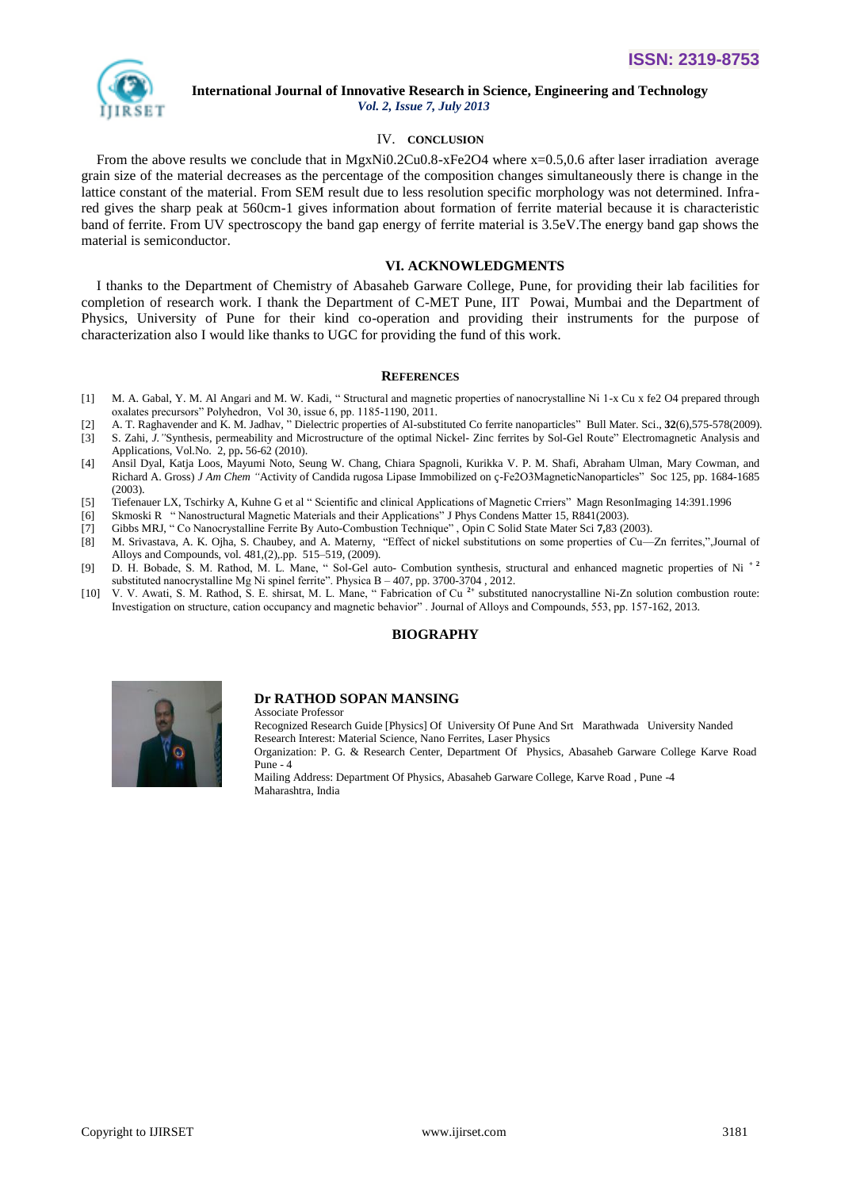## IV. CONCLUSION

From the above results we conclude that in $MgxNi_{0.2}Cu_{0.8\text{-}x}Fe_2O_4$ where x=0.5,0.6 after laser irradiation average grain size of the material decreases as the percentage of the composition changes simultaneously there is change in the lattice constant of the material. From SEM result due to less resolution specific morphology was not determined. Infra-red gives the sharp peak at 560cm-1 gives information about formation of ferrite material because it is characteristic band of ferrite. From UV spectroscopy the band gap energy of ferrite material is 3.5eV.The energy band gap shows the material is semiconductor.

## VI. ACKNOWLEDGMENTS

I thanks to the Department of Chemistry of Abasaheb Garware College, Pune, for providing their lab facilities for completion of research work. I thank the Department of C-MET Pune, IIT Powai, Mumbai and the Department of Physics, University of Pune for their kind co-operation and providing their instruments for the purpose of characterization also I would like thanks to UGC for providing the fund of this work.

## REFERENCES

[1] M. A. Gabal, Y. M. Al Angari and M. W. Kadi, " Structural and magnetic properties of nanocrystalline Ni 1-x Cu x fe2 O4 prepared through oxalates precursors" Polyhedron, Vol 30, issue 6, pp. 1185-1190, 2011.

[2] A. T. Raghavender and K. M. Jadhav, " Dielectric properties of Al-substituted Co ferrite nanoparticles" Bull Mater. Sci., **32**(6),575-578(2009).

[3] S. Zahi, *J."*Synthesis, permeability and Microstructure of the optimal Nickel- Zinc ferrites by Sol-Gel Route" Electromagnetic Analysis and Applications, Vol.No. 2, pp**.** 56-62 (2010).

[4] Ansil Dyal, Katja Loos, Mayumi Noto, Seung W. Chang, Chiara Spagnoli, Kurikka V. P. M. Shafi, Abraham Ulman, Mary Cowman, and Richard A. Gross) *J Am Chem "*Activity of Candida rugosa Lipase Immobilized on ç-Fe2O3MagneticNanoparticles" Soc 125, pp. 1684-1685 (2003).

[5] Tiefenauer LX, Tschirky A, Kuhne G et al " Scientific and clinical Applications of Magnetic Crriers" Magn ResonImaging 14:391.1996

[6] Skmoski R " Nanostructural Magnetic Materials and their Applications" J Phys Condens Matter 15, R841(2003).

[7] Gibbs MRJ, " Co Nanocrystalline Ferrite By Auto-Combustion Technique" , Opin C Solid State Mater Sci **7,**83 (2003).

[8] M. Srivastava, A. K. Ojha, S. Chaubey, and A. Materny, "Effect of nickel substitutions on some properties of Cu—Zn ferrites,",Journal of Alloys and Compounds, vol. 481,(2),.pp. 515–519, (2009).

[9] D. H. Bobade, S. M. Rathod, M. L. Mane, " Sol-Gel auto- Combution synthesis, structural and enhanced magnetic properties of $Ni^{+2}$ substituted nanocrystalline Mg Ni spinel ferrite". Physica B – 407, pp. 3700-3704 , 2012.

[10] V. V. Awati, S. M. Rathod, S. E. shirsat, M. L. Mane, " Fabrication of $Cu^{2+}$ substituted nanocrystalline Ni-Zn solution combustion route: Investigation on structure, cation occupancy and magnetic behavior" . Journal of Alloys and Compounds, 553, pp. 157-162, 2013.

## BIOGRAPHY

**Dr RATHOD SOPAN MANSING**

Associate Professor

Recognized Research Guide [Physics] Of University Of Pune And Srt Marathwada University Nanded

Research Interest: Material Science, Nano Ferrites, Laser Physics

Organization: P. G. & Research Center, Department Of Physics, Abasaheb Garware College Karve Road Pune - 4

Mailing Address: Department Of Physics, Abasaheb Garware College, Karve Road , Pune -4 Maharashtra, India